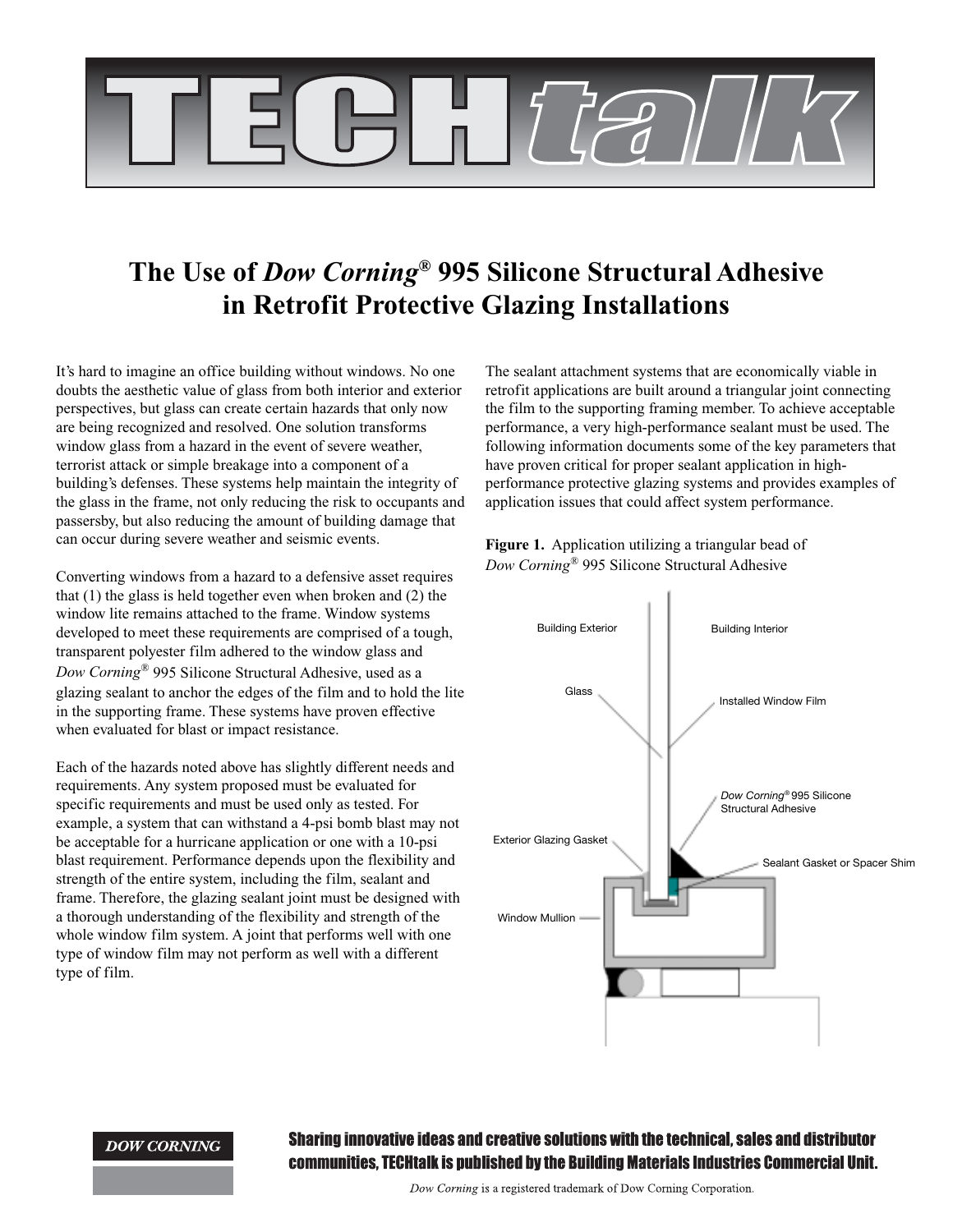# TECHtalk

## The Use of *Dow Corning*® 995 Silicone Structural Adhesive in Retrofit Protective Glazing Installations

It's hard to imagine an office building without windows. No one doubts the aesthetic value of glass from both interior and exterior perspectives, but glass can create certain hazards that only now are being recognized and resolved. One solution transforms window glass from a hazard in the event of severe weather, terrorist attack or simple breakage into a component of a building's defenses. These systems help maintain the integrity of the glass in the frame, not only reducing the risk to occupants and passersby, but also reducing the amount of building damage that can occur during severe weather and seismic events.

Converting windows from a hazard to a defensive asset requires that (1) the glass is held together even when broken and (2) the window lite remains attached to the frame. Window systems developed to meet these requirements are comprised of a tough, transparent polyester film adhered to the window glass and *Dow Corning*® 995 Silicone Structural Adhesive, used as a glazing sealant to anchor the edges of the film and to hold the lite in the supporting frame. These systems have proven effective when evaluated for blast or impact resistance.

Each of the hazards noted above has slightly different needs and requirements. Any system proposed must be evaluated for specific requirements and must be used only as tested. For example, a system that can withstand a 4-psi bomb blast may not be acceptable for a hurricane application or one with a 10-psi blast requirement. Performance depends upon the flexibility and strength of the entire system, including the film, sealant and frame. Therefore, the glazing sealant joint must be designed with a thorough understanding of the flexibility and strength of the whole window film system. A joint that performs well with one type of window film may not perform as well with a different type of film.

The sealant attachment systems that are economically viable in retrofit applications are built around a triangular joint connecting the film to the supporting framing member. To achieve acceptable performance, a very high-performance sealant must be used. The following information documents some of the key parameters that have proven critical for proper sealant application in high-performance protective glazing systems and provides examples of application issues that could affect system performance.

**Figure 1.** Application utilizing a triangular bead of *Dow Corning*® 995 Silicone Structural Adhesive

Building Exterior | Building Interior | Glass | Installed Window Film | *Dow Corning*® 995 Silicone Structural Adhesive | Exterior Glazing Gasket | Sealant Gasket or Spacer Shim | Window Mullion

**DOW CORNING**

**Sharing innovative ideas and creative solutions with the technical, sales and distributor communities, TECHtalk is published by the Building Materials Industries Commercial Unit.**

*Dow Corning* is a registered trademark of Dow Corning Corporation.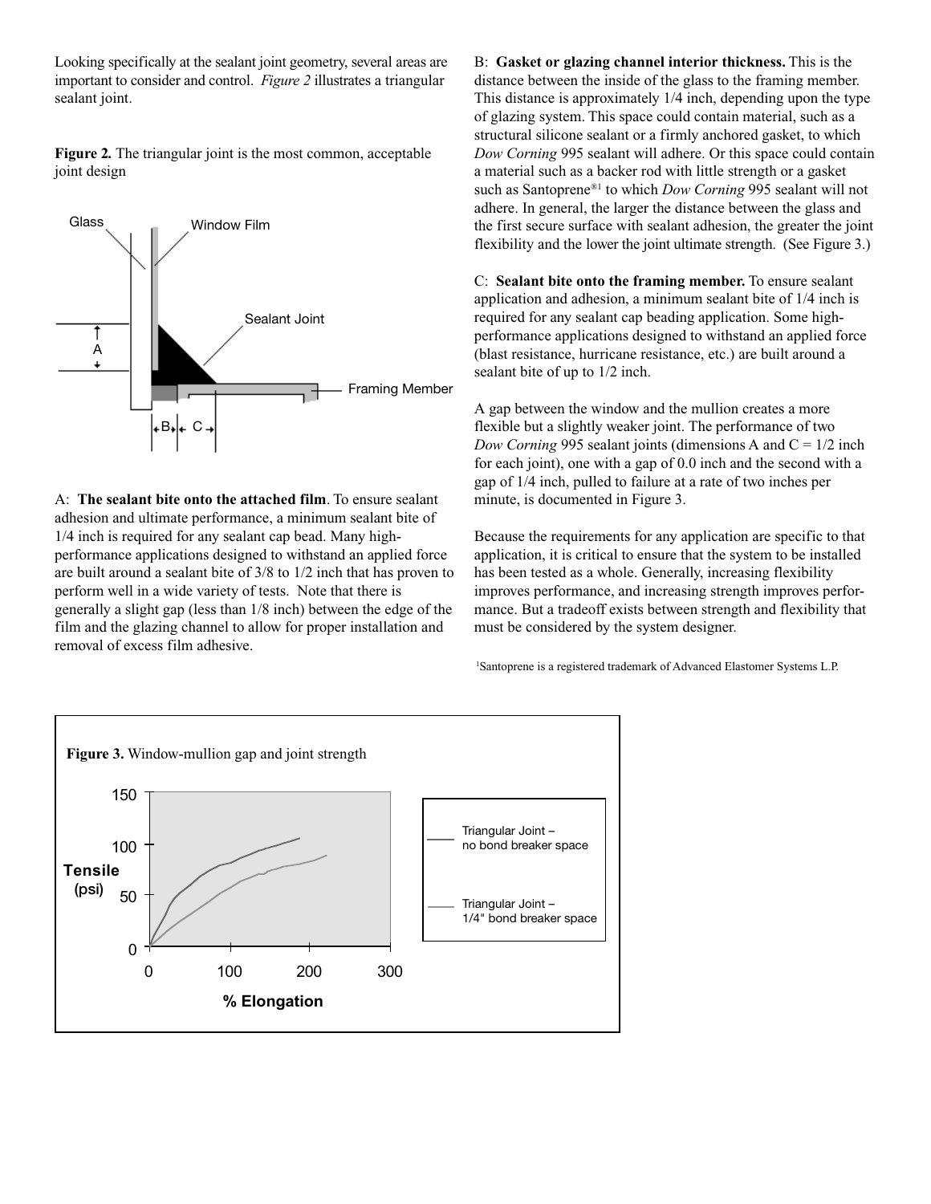Looking specifically at the sealant joint geometry, several areas are important to consider and control. *Figure 2* illustrates a triangular sealant joint.

**Figure 2.** The triangular joint is the most common, acceptable joint design

A: **The sealant bite onto the attached film**. To ensure sealant adhesion and ultimate performance, a minimum sealant bite of 1/4 inch is required for any sealant cap bead. Many high-performance applications designed to withstand an applied force are built around a sealant bite of 3/8 to 1/2 inch that has proven to perform well in a wide variety of tests. Note that there is generally a slight gap (less than 1/8 inch) between the edge of the film and the glazing channel to allow for proper installation and removal of excess film adhesive.

B: **Gasket or glazing channel interior thickness.** This is the distance between the inside of the glass to the framing member. This distance is approximately 1/4 inch, depending upon the type of glazing system. This space could contain material, such as a structural silicone sealant or a firmly anchored gasket, to which *Dow Corning* 995 sealant will adhere. Or this space could contain a material such as a backer rod with little strength or a gasket such as Santoprene®[1] to which *Dow Corning* 995 sealant will not adhere. In general, the larger the distance between the glass and the first secure surface with sealant adhesion, the greater the joint flexibility and the lower the joint ultimate strength. (See Figure 3.)

C: **Sealant bite onto the framing member.** To ensure sealant application and adhesion, a minimum sealant bite of 1/4 inch is required for any sealant cap beading application. Some high-performance applications designed to withstand an applied force (blast resistance, hurricane resistance, etc.) are built around a sealant bite of up to 1/2 inch.

A gap between the window and the mullion creates a more flexible but a slightly weaker joint. The performance of two *Dow Corning* 995 sealant joints (dimensions A and C = 1/2 inch for each joint), one with a gap of 0.0 inch and the second with a gap of 1/4 inch, pulled to failure at a rate of two inches per minute, is documented in Figure 3.

Because the requirements for any application are specific to that application, it is critical to ensure that the system to be installed has been tested as a whole. Generally, increasing flexibility improves performance, and increasing strength improves performance. But a tradeoff exists between strength and flexibility that must be considered by the system designer.

[1]Santoprene is a registered trademark of Advanced Elastomer Systems L.P.

**Figure 3.** Window-mullion gap and joint strength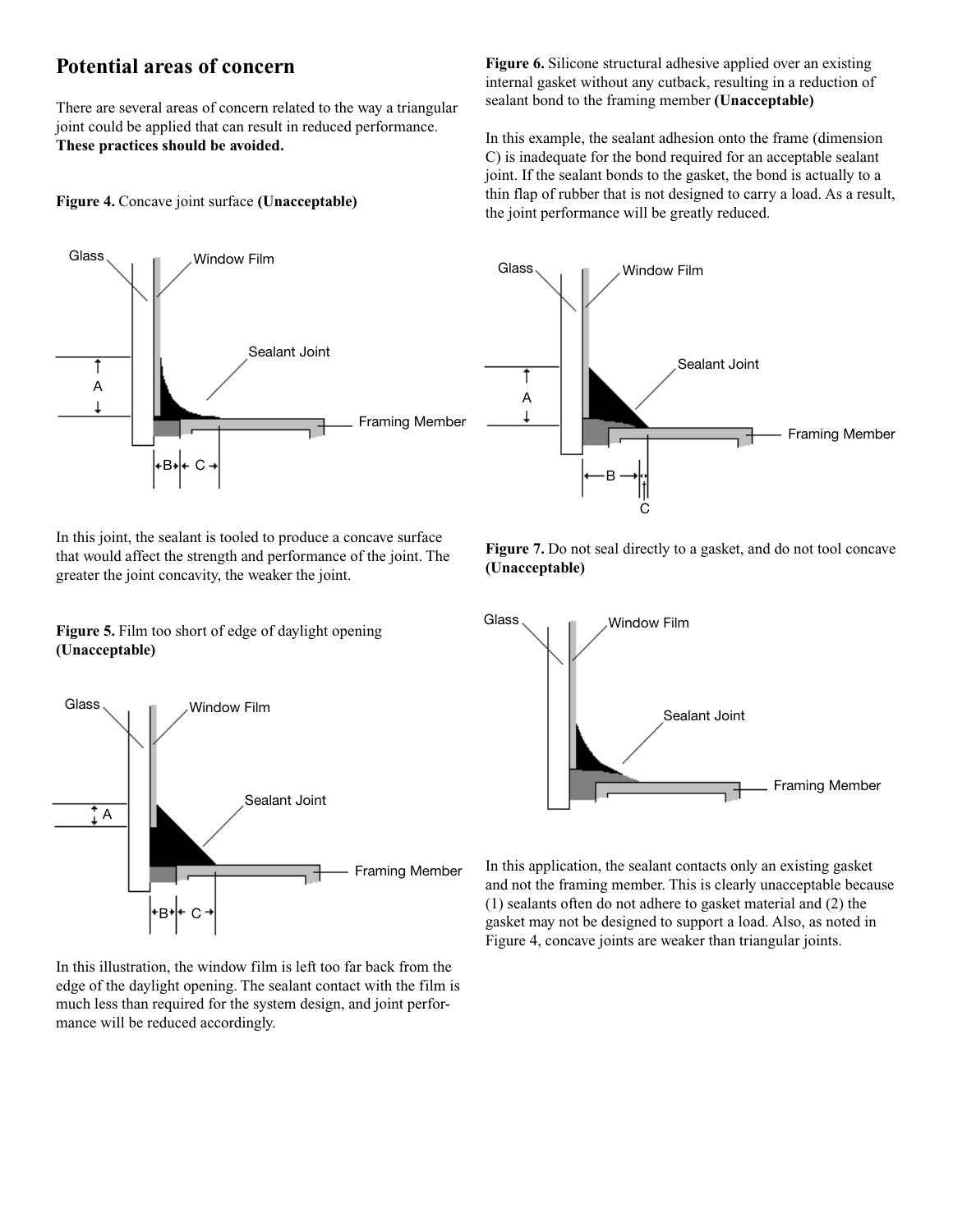## Potential areas of concern

There are several areas of concern related to the way a triangular joint could be applied that can result in reduced performance. **These practices should be avoided.**

**Figure 4.** Concave joint surface **(Unacceptable)**

In this joint, the sealant is tooled to produce a concave surface that would affect the strength and performance of the joint. The greater the joint concavity, the weaker the joint.

**Figure 5.** Film too short of edge of daylight opening **(Unacceptable)**

In this illustration, the window film is left too far back from the edge of the daylight opening. The sealant contact with the film is much less than required for the system design, and joint performance will be reduced accordingly.

**Figure 6.** Silicone structural adhesive applied over an existing internal gasket without any cutback, resulting in a reduction of sealant bond to the framing member **(Unacceptable)**

In this example, the sealant adhesion onto the frame (dimension C) is inadequate for the bond required for an acceptable sealant joint. If the sealant bonds to the gasket, the bond is actually to a thin flap of rubber that is not designed to carry a load. As a result, the joint performance will be greatly reduced.

**Figure 7.** Do not seal directly to a gasket, and do not tool concave **(Unacceptable)**

In this application, the sealant contacts only an existing gasket and not the framing member. This is clearly unacceptable because (1) sealants often do not adhere to gasket material and (2) the gasket may not be designed to support a load. Also, as noted in Figure 4, concave joints are weaker than triangular joints.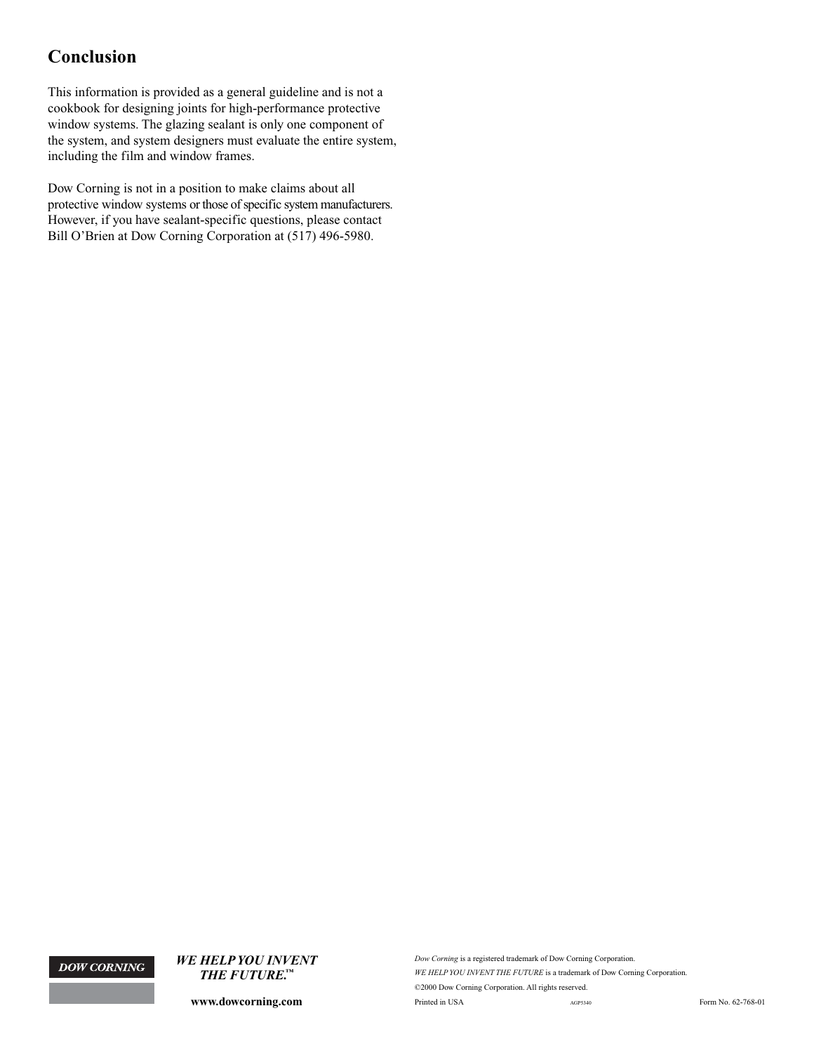## Conclusion

This information is provided as a general guideline and is not a cookbook for designing joints for high-performance protective window systems. The glazing sealant is only one component of the system, and system designers must evaluate the entire system, including the film and window frames.

Dow Corning is not in a position to make claims about all protective window systems or those of specific system manufacturers. However, if you have sealant-specific questions, please contact Bill O'Brien at Dow Corning Corporation at (517) 496-5980.

DOW CORNING

***WE HELP YOU INVENT THE FUTURE.™***

**www.dowcorning.com**

*Dow Corning* is a registered trademark of Dow Corning Corporation.

*WE HELP YOU INVENT THE FUTURE* is a trademark of Dow Corning Corporation.

©2000 Dow Corning Corporation. All rights reserved.

Printed in USA AGP5340 Form No. 62-768-01